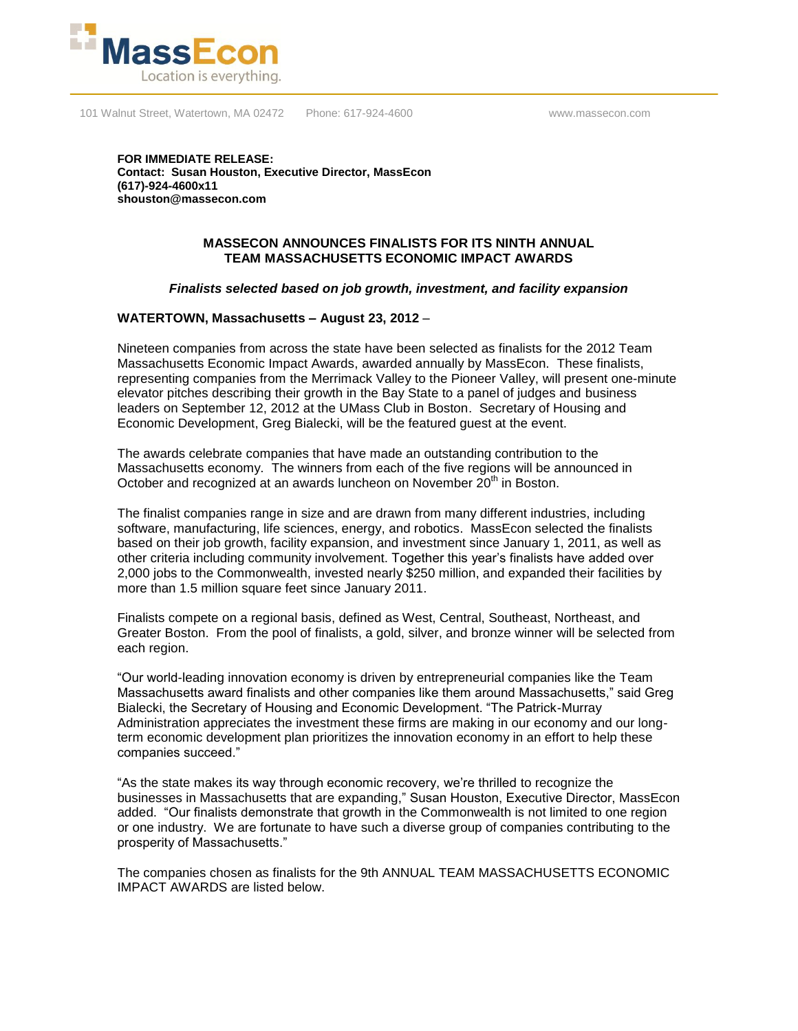MassEcon
Location is everything.

101 Walnut Street, Watertown, MA 02472 Phone: 617-924-4600 www.massecon.com

**FOR IMMEDIATE RELEASE:**
**Contact: Susan Houston, Executive Director, MassEcon**
**(617)-924-4600x11**
**shouston@massecon.com**

## MASSECON ANNOUNCES FINALISTS FOR ITS NINTH ANNUAL TEAM MASSACHUSETTS ECONOMIC IMPACT AWARDS

***Finalists selected based on job growth, investment, and facility expansion***

**WATERTOWN, Massachusetts – August 23, 2012** –

Nineteen companies from across the state have been selected as finalists for the 2012 Team Massachusetts Economic Impact Awards, awarded annually by MassEcon. These finalists, representing companies from the Merrimack Valley to the Pioneer Valley, will present one-minute elevator pitches describing their growth in the Bay State to a panel of judges and business leaders on September 12, 2012 at the UMass Club in Boston. Secretary of Housing and Economic Development, Greg Bialecki, will be the featured guest at the event.

The awards celebrate companies that have made an outstanding contribution to the Massachusetts economy. The winners from each of the five regions will be announced in October and recognized at an awards luncheon on November 20th in Boston.

The finalist companies range in size and are drawn from many different industries, including software, manufacturing, life sciences, energy, and robotics. MassEcon selected the finalists based on their job growth, facility expansion, and investment since January 1, 2011, as well as other criteria including community involvement. Together this year's finalists have added over 2,000 jobs to the Commonwealth, invested nearly $250 million, and expanded their facilities by more than 1.5 million square feet since January 2011.

Finalists compete on a regional basis, defined as West, Central, Southeast, Northeast, and Greater Boston. From the pool of finalists, a gold, silver, and bronze winner will be selected from each region.

"Our world-leading innovation economy is driven by entrepreneurial companies like the Team Massachusetts award finalists and other companies like them around Massachusetts," said Greg Bialecki, the Secretary of Housing and Economic Development. "The Patrick-Murray Administration appreciates the investment these firms are making in our economy and our long-term economic development plan prioritizes the innovation economy in an effort to help these companies succeed."

"As the state makes its way through economic recovery, we're thrilled to recognize the businesses in Massachusetts that are expanding," Susan Houston, Executive Director, MassEcon added. "Our finalists demonstrate that growth in the Commonwealth is not limited to one region or one industry. We are fortunate to have such a diverse group of companies contributing to the prosperity of Massachusetts."

The companies chosen as finalists for the 9th ANNUAL TEAM MASSACHUSETTS ECONOMIC IMPACT AWARDS are listed below.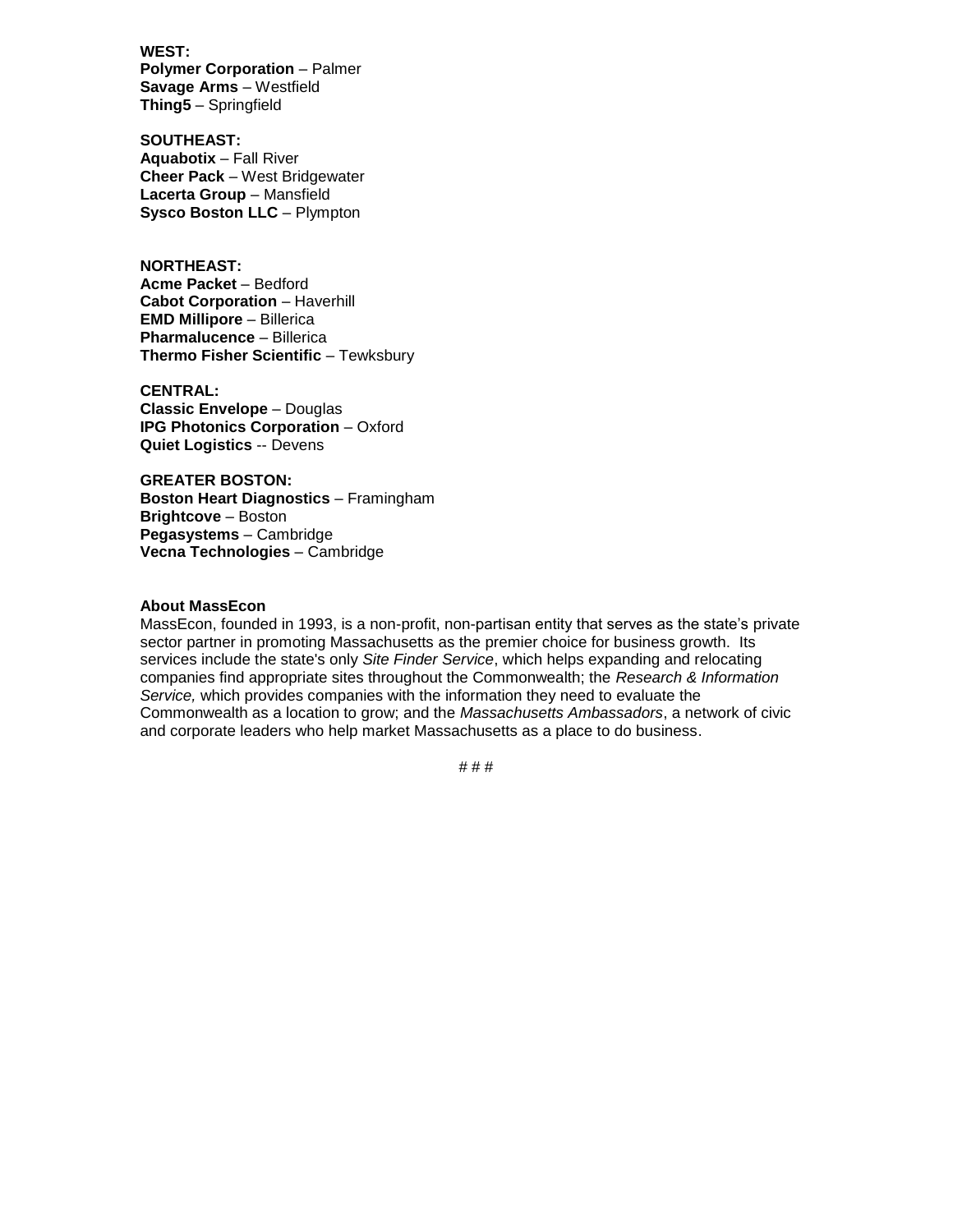**WEST:**
**Polymer Corporation** – Palmer
**Savage Arms** – Westfield
**Thing5** – Springfield

**SOUTHEAST:**
**Aquabotix** – Fall River
**Cheer Pack** – West Bridgewater
**Lacerta Group** – Mansfield
**Sysco Boston LLC** – Plympton

**NORTHEAST:**
**Acme Packet** – Bedford
**Cabot Corporation** – Haverhill
**EMD Millipore** – Billerica
**Pharmalucence** – Billerica
**Thermo Fisher Scientific** – Tewksbury

**CENTRAL:**
**Classic Envelope** – Douglas
**IPG Photonics Corporation** – Oxford
**Quiet Logistics** -- Devens

**GREATER BOSTON:**
**Boston Heart Diagnostics** – Framingham
**Brightcove** – Boston
**Pegasystems** – Cambridge
**Vecna Technologies** – Cambridge

**About MassEcon**

MassEcon, founded in 1993, is a non-profit, non-partisan entity that serves as the state's private sector partner in promoting Massachusetts as the premier choice for business growth. Its services include the state's only *Site Finder Service*, which helps expanding and relocating companies find appropriate sites throughout the Commonwealth; the *Research & Information Service,* which provides companies with the information they need to evaluate the Commonwealth as a location to grow; and the *Massachusetts Ambassadors*, a network of civic and corporate leaders who help market Massachusetts as a place to do business.

# # #